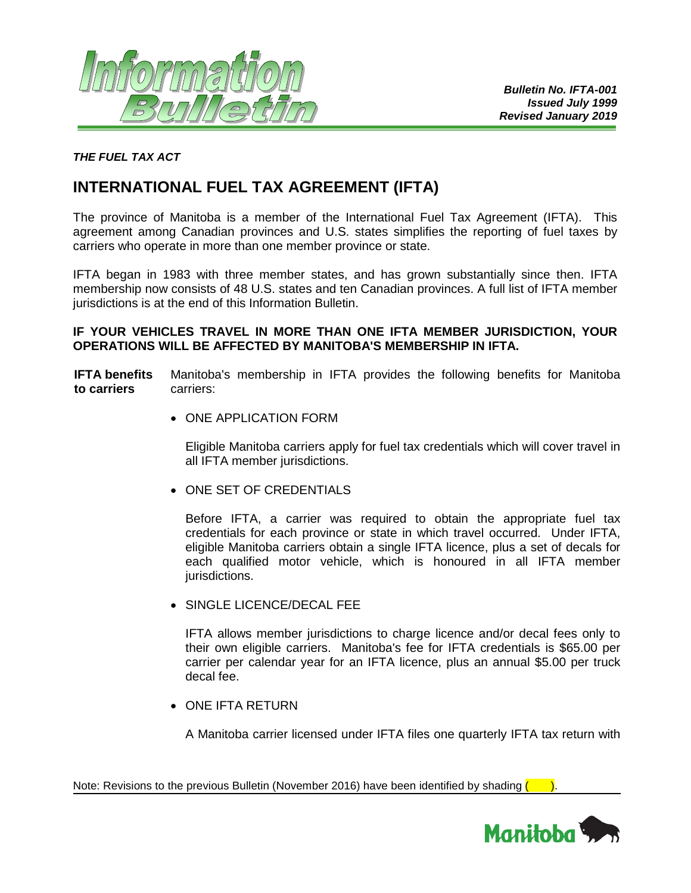**Bulletin No. IFTA-001**
**Issued July 1999**
**Revised January 2019**

***THE FUEL TAX ACT***

# INTERNATIONAL FUEL TAX AGREEMENT (IFTA)

The province of Manitoba is a member of the International Fuel Tax Agreement (IFTA). This agreement among Canadian provinces and U.S. states simplifies the reporting of fuel taxes by carriers who operate in more than one member province or state.

IFTA began in 1983 with three member states, and has grown substantially since then. IFTA membership now consists of 48 U.S. states and ten Canadian provinces. A full list of IFTA member jurisdictions is at the end of this Information Bulletin.

**IF YOUR VEHICLES TRAVEL IN MORE THAN ONE IFTA MEMBER JURISDICTION, YOUR OPERATIONS WILL BE AFFECTED BY MANITOBA'S MEMBERSHIP IN IFTA.**

**IFTA benefits to carriers**

Manitoba's membership in IFTA provides the following benefits for Manitoba carriers:

- ONE APPLICATION FORM

  Eligible Manitoba carriers apply for fuel tax credentials which will cover travel in all IFTA member jurisdictions.

- ONE SET OF CREDENTIALS

  Before IFTA, a carrier was required to obtain the appropriate fuel tax credentials for each province or state in which travel occurred. Under IFTA, eligible Manitoba carriers obtain a single IFTA licence, plus a set of decals for each qualified motor vehicle, which is honoured in all IFTA member jurisdictions.

- SINGLE LICENCE/DECAL FEE

  IFTA allows member jurisdictions to charge licence and/or decal fees only to their own eligible carriers. Manitoba's fee for IFTA credentials is $65.00 per carrier per calendar year for an IFTA licence, plus an annual $5.00 per truck decal fee.

- ONE IFTA RETURN

  A Manitoba carrier licensed under IFTA files one quarterly IFTA tax return with

Note: Revisions to the previous Bulletin (November 2016) have been identified by shading ( ).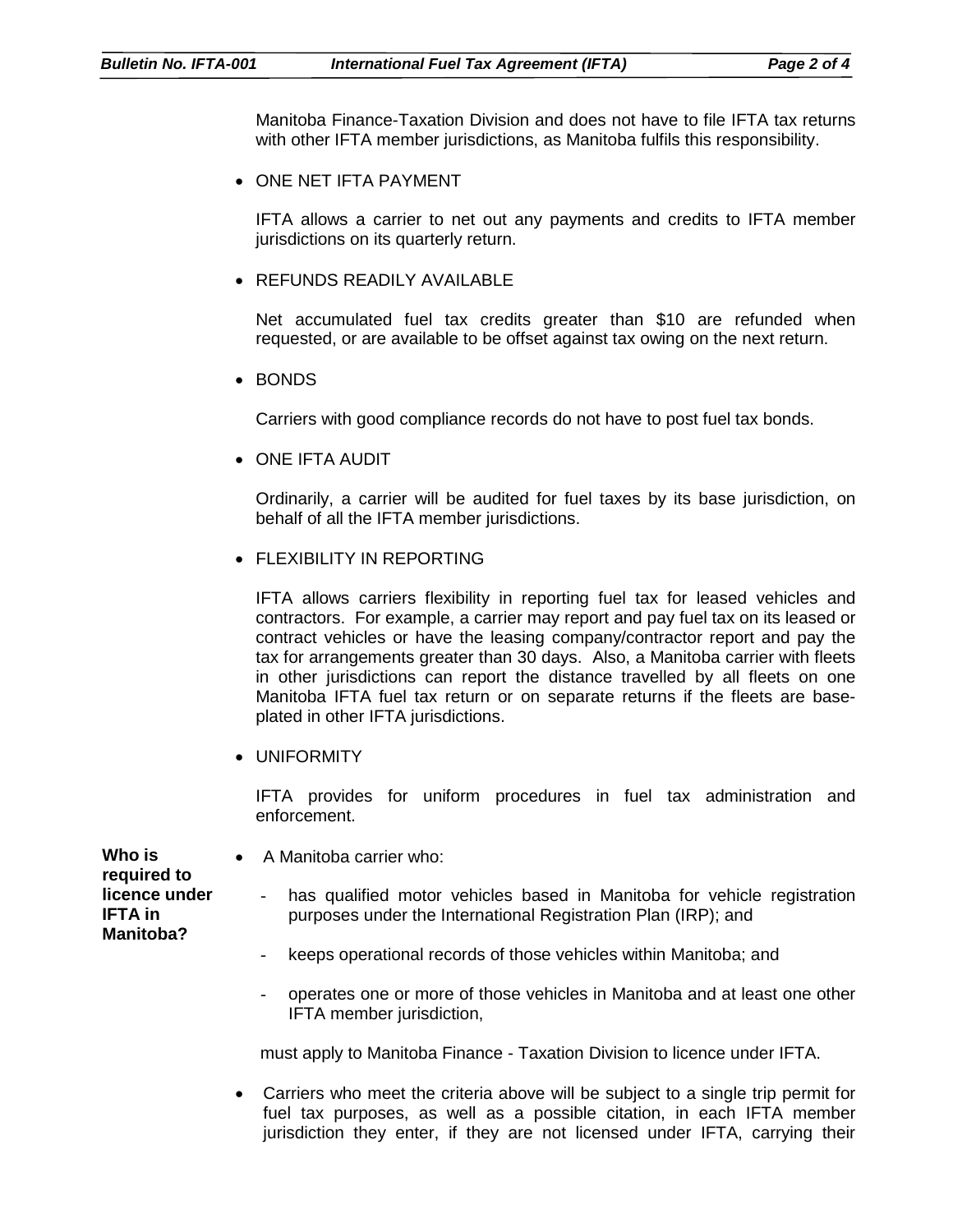Manitoba Finance-Taxation Division and does not have to file IFTA tax returns with other IFTA member jurisdictions, as Manitoba fulfils this responsibility.

- ONE NET IFTA PAYMENT

  IFTA allows a carrier to net out any payments and credits to IFTA member jurisdictions on its quarterly return.

- REFUNDS READILY AVAILABLE

  Net accumulated fuel tax credits greater than $10 are refunded when requested, or are available to be offset against tax owing on the next return.

- BONDS

  Carriers with good compliance records do not have to post fuel tax bonds.

- ONE IFTA AUDIT

  Ordinarily, a carrier will be audited for fuel taxes by its base jurisdiction, on behalf of all the IFTA member jurisdictions.

- FLEXIBILITY IN REPORTING

  IFTA allows carriers flexibility in reporting fuel tax for leased vehicles and contractors. For example, a carrier may report and pay fuel tax on its leased or contract vehicles or have the leasing company/contractor report and pay the tax for arrangements greater than 30 days. Also, a Manitoba carrier with fleets in other jurisdictions can report the distance travelled by all fleets on one Manitoba IFTA fuel tax return or on separate returns if the fleets are base-plated in other IFTA jurisdictions.

- UNIFORMITY

  IFTA provides for uniform procedures in fuel tax administration and enforcement.

**Who is required to licence under IFTA in Manitoba?**

- A Manitoba carrier who:

  - has qualified motor vehicles based in Manitoba for vehicle registration purposes under the International Registration Plan (IRP); and
  - keeps operational records of those vehicles within Manitoba; and
  - operates one or more of those vehicles in Manitoba and at least one other IFTA member jurisdiction,

  must apply to Manitoba Finance - Taxation Division to licence under IFTA.

- Carriers who meet the criteria above will be subject to a single trip permit for fuel tax purposes, as well as a possible citation, in each IFTA member jurisdiction they enter, if they are not licensed under IFTA, carrying their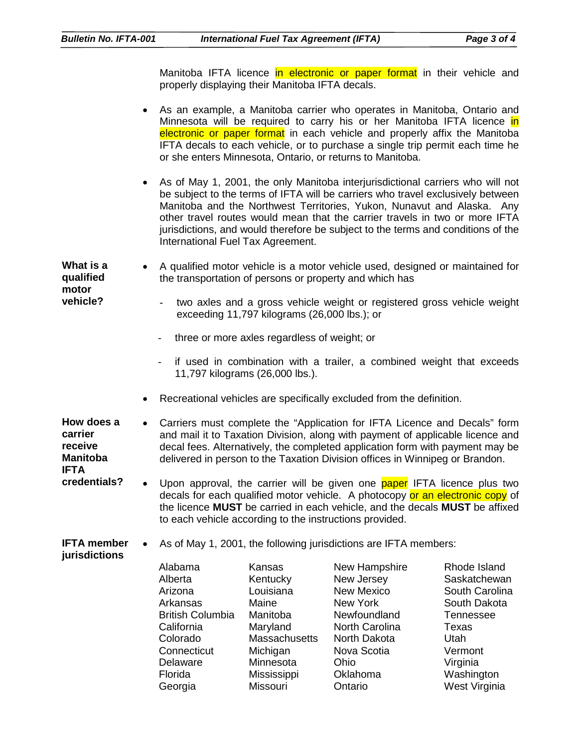Manitoba IFTA licence in electronic or paper format in their vehicle and properly displaying their Manitoba IFTA decals.

- As an example, a Manitoba carrier who operates in Manitoba, Ontario and Minnesota will be required to carry his or her Manitoba IFTA licence in electronic or paper format in each vehicle and properly affix the Manitoba IFTA decals to each vehicle, or to purchase a single trip permit each time he or she enters Minnesota, Ontario, or returns to Manitoba.

- As of May 1, 2001, the only Manitoba interjurisdictional carriers who will not be subject to the terms of IFTA will be carriers who travel exclusively between Manitoba and the Northwest Territories, Yukon, Nunavut and Alaska. Any other travel routes would mean that the carrier travels in two or more IFTA jurisdictions, and would therefore be subject to the terms and conditions of the International Fuel Tax Agreement.

**What is a qualified motor vehicle?**

- A qualified motor vehicle is a motor vehicle used, designed or maintained for the transportation of persons or property and which has
  - two axles and a gross vehicle weight or registered gross vehicle weight exceeding 11,797 kilograms (26,000 lbs.); or
  - three or more axles regardless of weight; or
  - if used in combination with a trailer, a combined weight that exceeds 11,797 kilograms (26,000 lbs.).
- Recreational vehicles are specifically excluded from the definition.

**How does a carrier receive Manitoba IFTA credentials?**

- Carriers must complete the "Application for IFTA Licence and Decals" form and mail it to Taxation Division, along with payment of applicable licence and decal fees. Alternatively, the completed application form with payment may be delivered in person to the Taxation Division offices in Winnipeg or Brandon.
- Upon approval, the carrier will be given one paper IFTA licence plus two decals for each qualified motor vehicle. A photocopy or an electronic copy of the licence **MUST** be carried in each vehicle, and the decals **MUST** be affixed to each vehicle according to the instructions provided.

**IFTA member jurisdictions**

- As of May 1, 2001, the following jurisdictions are IFTA members:

| | | | |
|---|---|---|---|
| Alabama | Kansas | New Hampshire | Rhode Island |
| Alberta | Kentucky | New Jersey | Saskatchewan |
| Arizona | Louisiana | New Mexico | South Carolina |
| Arkansas | Maine | New York | South Dakota |
| British Columbia | Manitoba | Newfoundland | Tennessee |
| California | Maryland | North Carolina | Texas |
| Colorado | Massachusetts | North Dakota | Utah |
| Connecticut | Michigan | Nova Scotia | Vermont |
| Delaware | Minnesota | Ohio | Virginia |
| Florida | Mississippi | Oklahoma | Washington |
| Georgia | Missouri | Ontario | West Virginia |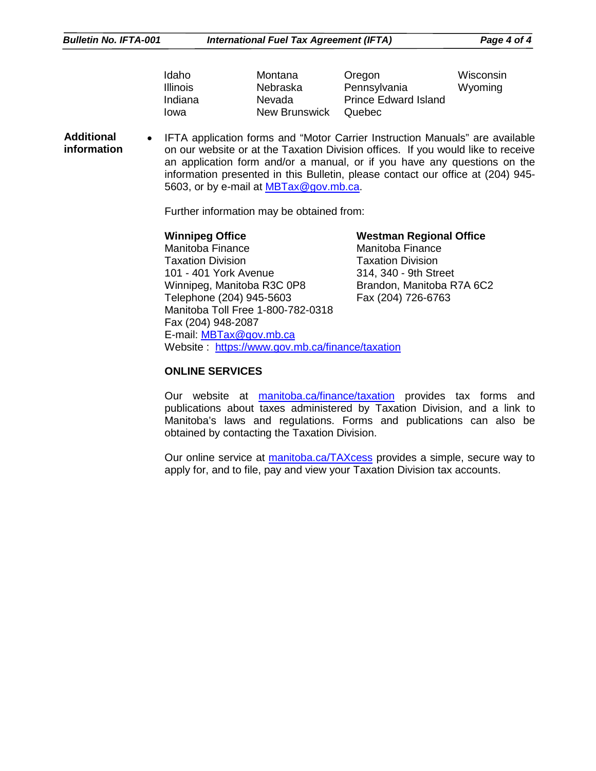| | | | |
|---|---|---|---|
| Idaho | Montana | Oregon | Wisconsin |
| Illinois | Nebraska | Pennsylvania | Wyoming |
| Indiana | Nevada | Prince Edward Island | |
| Iowa | New Brunswick | Quebec | |

**Additional information**

- IFTA application forms and "Motor Carrier Instruction Manuals" are available on our website or at the Taxation Division offices. If you would like to receive an application form and/or a manual, or if you have any questions on the information presented in this Bulletin, please contact our office at (204) 945-5603, or by e-mail at MBTax@gov.mb.ca.

  Further information may be obtained from:

**Winnipeg Office**
Manitoba Finance
Taxation Division
101 - 401 York Avenue
Winnipeg, Manitoba R3C 0P8
Telephone (204) 945-5603
Manitoba Toll Free 1-800-782-0318
Fax (204) 948-2087
E-mail: MBTax@gov.mb.ca
Website : https://www.gov.mb.ca/finance/taxation

**Westman Regional Office**
Manitoba Finance
Taxation Division
314, 340 - 9th Street
Brandon, Manitoba R7A 6C2
Fax (204) 726-6763

**ONLINE SERVICES**

Our website at manitoba.ca/finance/taxation provides tax forms and publications about taxes administered by Taxation Division, and a link to Manitoba's laws and regulations. Forms and publications can also be obtained by contacting the Taxation Division.

Our online service at manitoba.ca/TAXcess provides a simple, secure way to apply for, and to file, pay and view your Taxation Division tax accounts.